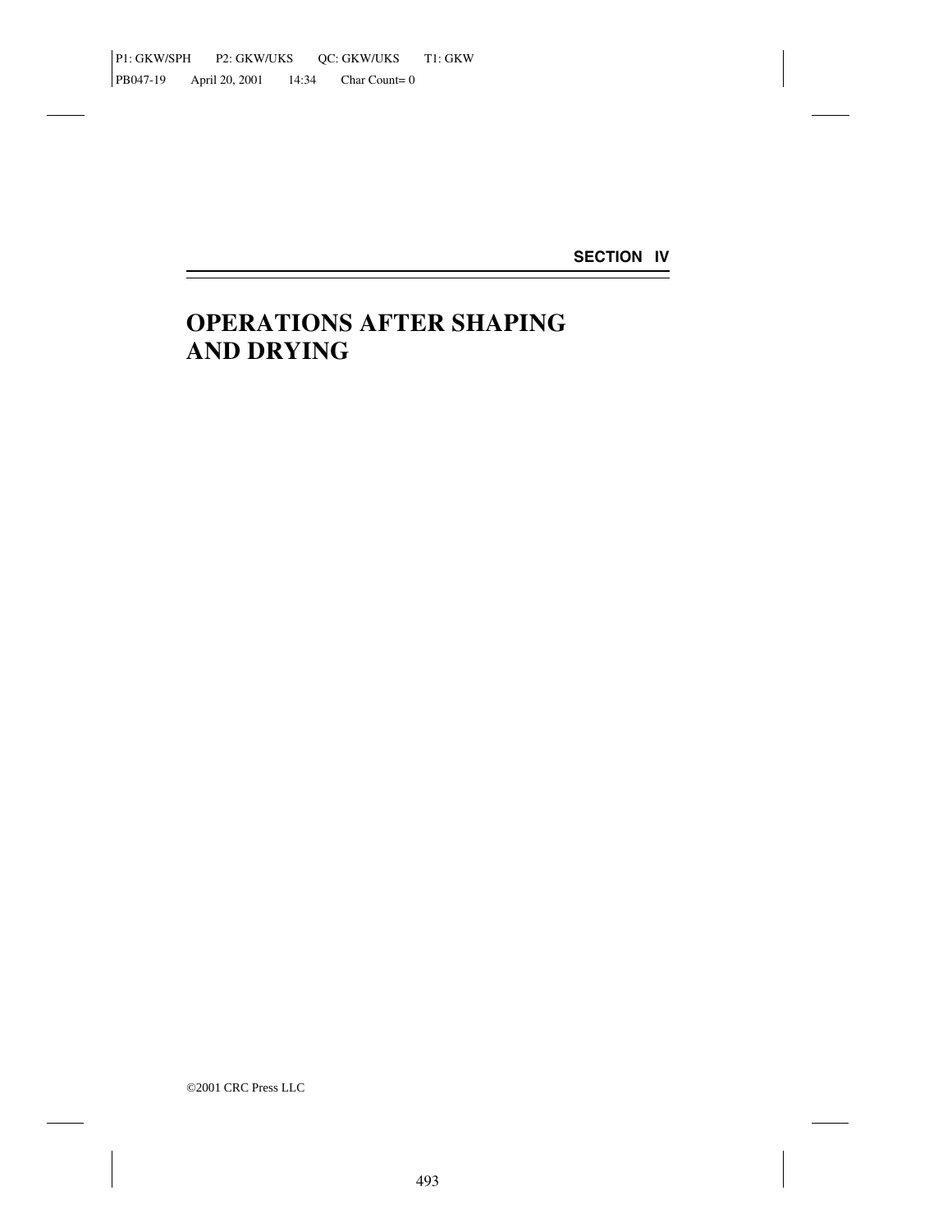SECTION IV

# OPERATIONS AFTER SHAPING AND DRYING

©2001 CRC Press LLC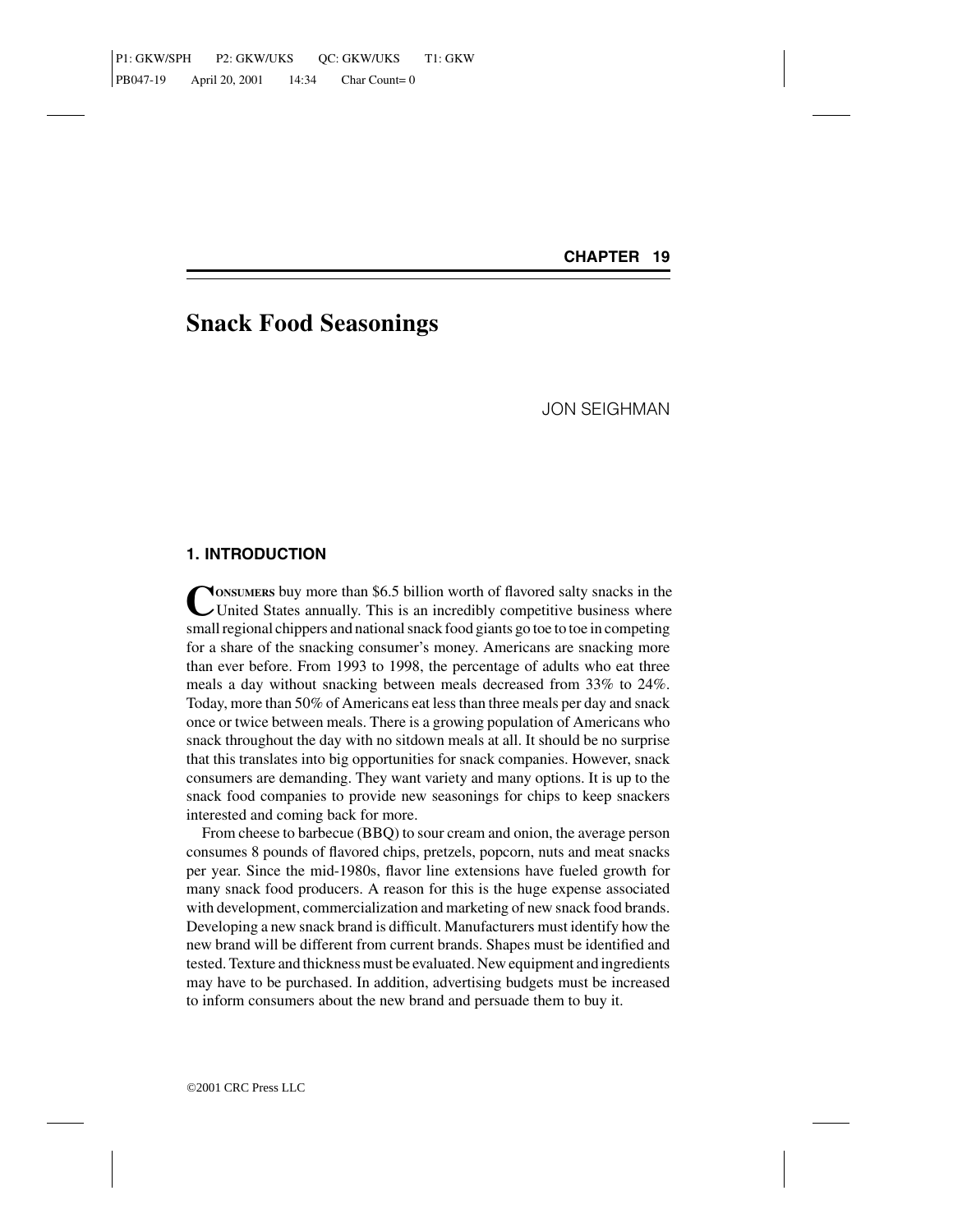# CHAPTER 19

# Snack Food Seasonings

JON SEIGHMAN

## 1. INTRODUCTION

**Consumers** buy more than $6.5 billion worth of flavored salty snacks in the United States annually. This is an incredibly competitive business where small regional chippers and national snack food giants go toe to toe in competing for a share of the snacking consumer's money. Americans are snacking more than ever before. From 1993 to 1998, the percentage of adults who eat three meals a day without snacking between meals decreased from 33% to 24%. Today, more than 50% of Americans eat less than three meals per day and snack once or twice between meals. There is a growing population of Americans who snack throughout the day with no sitdown meals at all. It should be no surprise that this translates into big opportunities for snack companies. However, snack consumers are demanding. They want variety and many options. It is up to the snack food companies to provide new seasonings for chips to keep snackers interested and coming back for more.

From cheese to barbecue (BBQ) to sour cream and onion, the average person consumes 8 pounds of flavored chips, pretzels, popcorn, nuts and meat snacks per year. Since the mid-1980s, flavor line extensions have fueled growth for many snack food producers. A reason for this is the huge expense associated with development, commercialization and marketing of new snack food brands. Developing a new snack brand is difficult. Manufacturers must identify how the new brand will be different from current brands. Shapes must be identified and tested. Texture and thickness must be evaluated. New equipment and ingredients may have to be purchased. In addition, advertising budgets must be increased to inform consumers about the new brand and persuade them to buy it.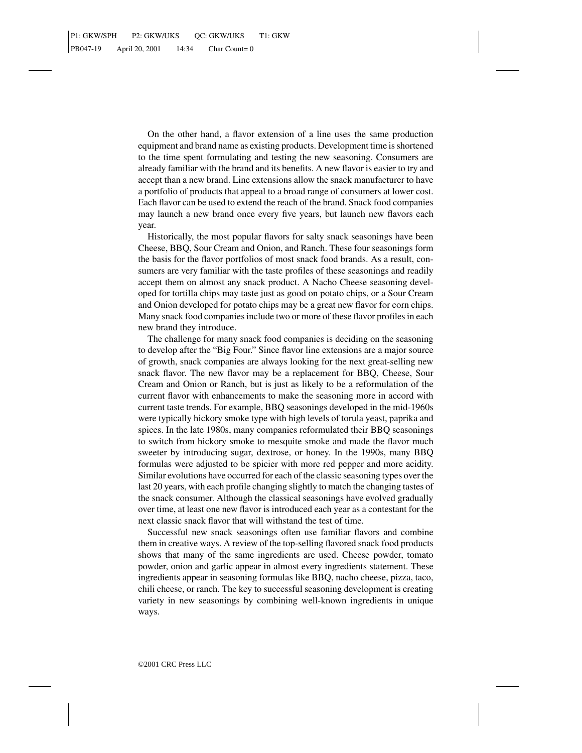On the other hand, a flavor extension of a line uses the same production equipment and brand name as existing products. Development time is shortened to the time spent formulating and testing the new seasoning. Consumers are already familiar with the brand and its benefits. A new flavor is easier to try and accept than a new brand. Line extensions allow the snack manufacturer to have a portfolio of products that appeal to a broad range of consumers at lower cost. Each flavor can be used to extend the reach of the brand. Snack food companies may launch a new brand once every five years, but launch new flavors each year.

Historically, the most popular flavors for salty snack seasonings have been Cheese, BBQ, Sour Cream and Onion, and Ranch. These four seasonings form the basis for the flavor portfolios of most snack food brands. As a result, consumers are very familiar with the taste profiles of these seasonings and readily accept them on almost any snack product. A Nacho Cheese seasoning developed for tortilla chips may taste just as good on potato chips, or a Sour Cream and Onion developed for potato chips may be a great new flavor for corn chips. Many snack food companies include two or more of these flavor profiles in each new brand they introduce.

The challenge for many snack food companies is deciding on the seasoning to develop after the "Big Four." Since flavor line extensions are a major source of growth, snack companies are always looking for the next great-selling new snack flavor. The new flavor may be a replacement for BBQ, Cheese, Sour Cream and Onion or Ranch, but is just as likely to be a reformulation of the current flavor with enhancements to make the seasoning more in accord with current taste trends. For example, BBQ seasonings developed in the mid-1960s were typically hickory smoke type with high levels of torula yeast, paprika and spices. In the late 1980s, many companies reformulated their BBQ seasonings to switch from hickory smoke to mesquite smoke and made the flavor much sweeter by introducing sugar, dextrose, or honey. In the 1990s, many BBQ formulas were adjusted to be spicier with more red pepper and more acidity. Similar evolutions have occurred for each of the classic seasoning types over the last 20 years, with each profile changing slightly to match the changing tastes of the snack consumer. Although the classical seasonings have evolved gradually over time, at least one new flavor is introduced each year as a contestant for the next classic snack flavor that will withstand the test of time.

Successful new snack seasonings often use familiar flavors and combine them in creative ways. A review of the top-selling flavored snack food products shows that many of the same ingredients are used. Cheese powder, tomato powder, onion and garlic appear in almost every ingredients statement. These ingredients appear in seasoning formulas like BBQ, nacho cheese, pizza, taco, chili cheese, or ranch. The key to successful seasoning development is creating variety in new seasonings by combining well-known ingredients in unique ways.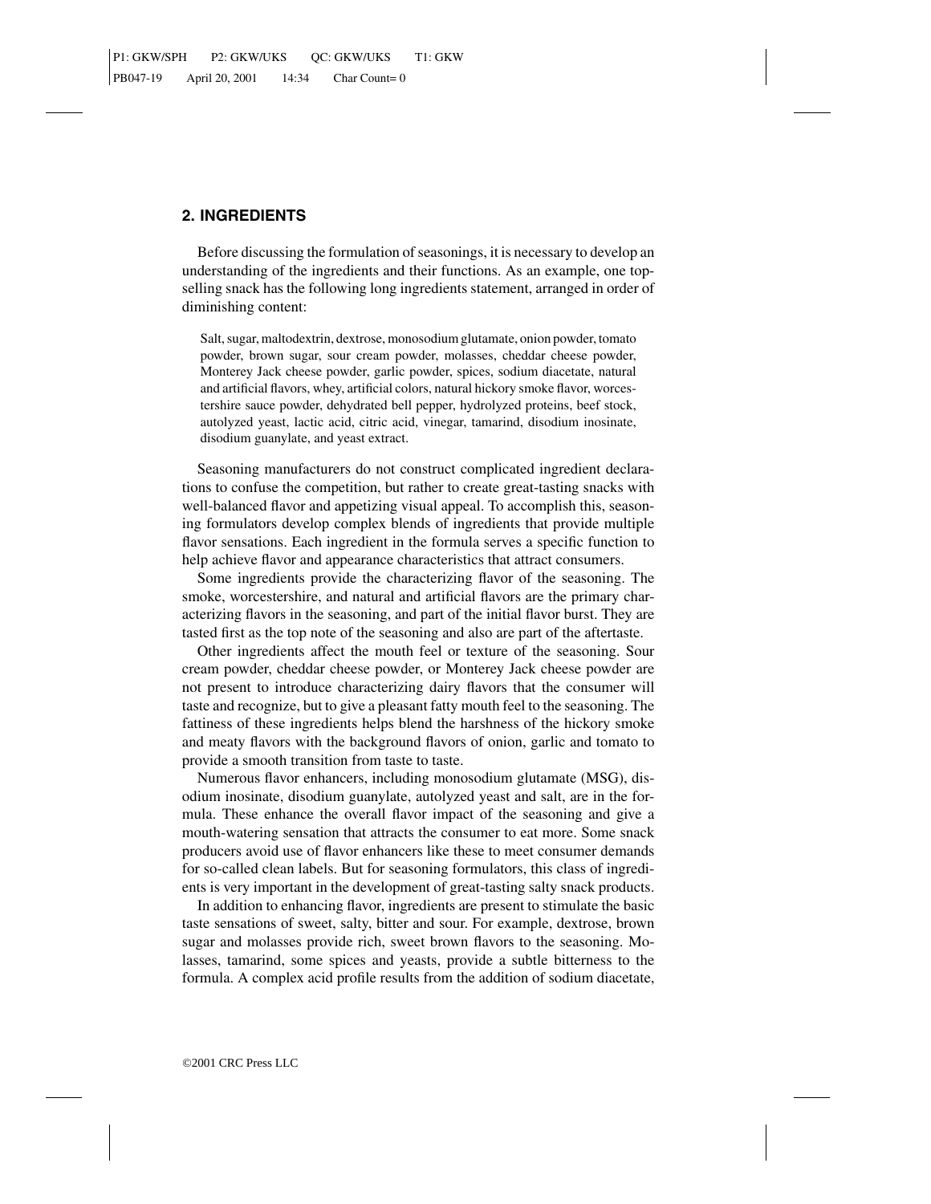## 2. INGREDIENTS

Before discussing the formulation of seasonings, it is necessary to develop an understanding of the ingredients and their functions. As an example, one top-selling snack has the following long ingredients statement, arranged in order of diminishing content:

> Salt, sugar, maltodextrin, dextrose, monosodium glutamate, onion powder, tomato powder, brown sugar, sour cream powder, molasses, cheddar cheese powder, Monterey Jack cheese powder, garlic powder, spices, sodium diacetate, natural and artificial flavors, whey, artificial colors, natural hickory smoke flavor, worcestershire sauce powder, dehydrated bell pepper, hydrolyzed proteins, beef stock, autolyzed yeast, lactic acid, citric acid, vinegar, tamarind, disodium inosinate, disodium guanylate, and yeast extract.

Seasoning manufacturers do not construct complicated ingredient declarations to confuse the competition, but rather to create great-tasting snacks with well-balanced flavor and appetizing visual appeal. To accomplish this, seasoning formulators develop complex blends of ingredients that provide multiple flavor sensations. Each ingredient in the formula serves a specific function to help achieve flavor and appearance characteristics that attract consumers.

Some ingredients provide the characterizing flavor of the seasoning. The smoke, worcestershire, and natural and artificial flavors are the primary characterizing flavors in the seasoning, and part of the initial flavor burst. They are tasted first as the top note of the seasoning and also are part of the aftertaste.

Other ingredients affect the mouth feel or texture of the seasoning. Sour cream powder, cheddar cheese powder, or Monterey Jack cheese powder are not present to introduce characterizing dairy flavors that the consumer will taste and recognize, but to give a pleasant fatty mouth feel to the seasoning. The fattiness of these ingredients helps blend the harshness of the hickory smoke and meaty flavors with the background flavors of onion, garlic and tomato to provide a smooth transition from taste to taste.

Numerous flavor enhancers, including monosodium glutamate (MSG), disodium inosinate, disodium guanylate, autolyzed yeast and salt, are in the formula. These enhance the overall flavor impact of the seasoning and give a mouth-watering sensation that attracts the consumer to eat more. Some snack producers avoid use of flavor enhancers like these to meet consumer demands for so-called clean labels. But for seasoning formulators, this class of ingredients is very important in the development of great-tasting salty snack products.

In addition to enhancing flavor, ingredients are present to stimulate the basic taste sensations of sweet, salty, bitter and sour. For example, dextrose, brown sugar and molasses provide rich, sweet brown flavors to the seasoning. Molasses, tamarind, some spices and yeasts, provide a subtle bitterness to the formula. A complex acid profile results from the addition of sodium diacetate,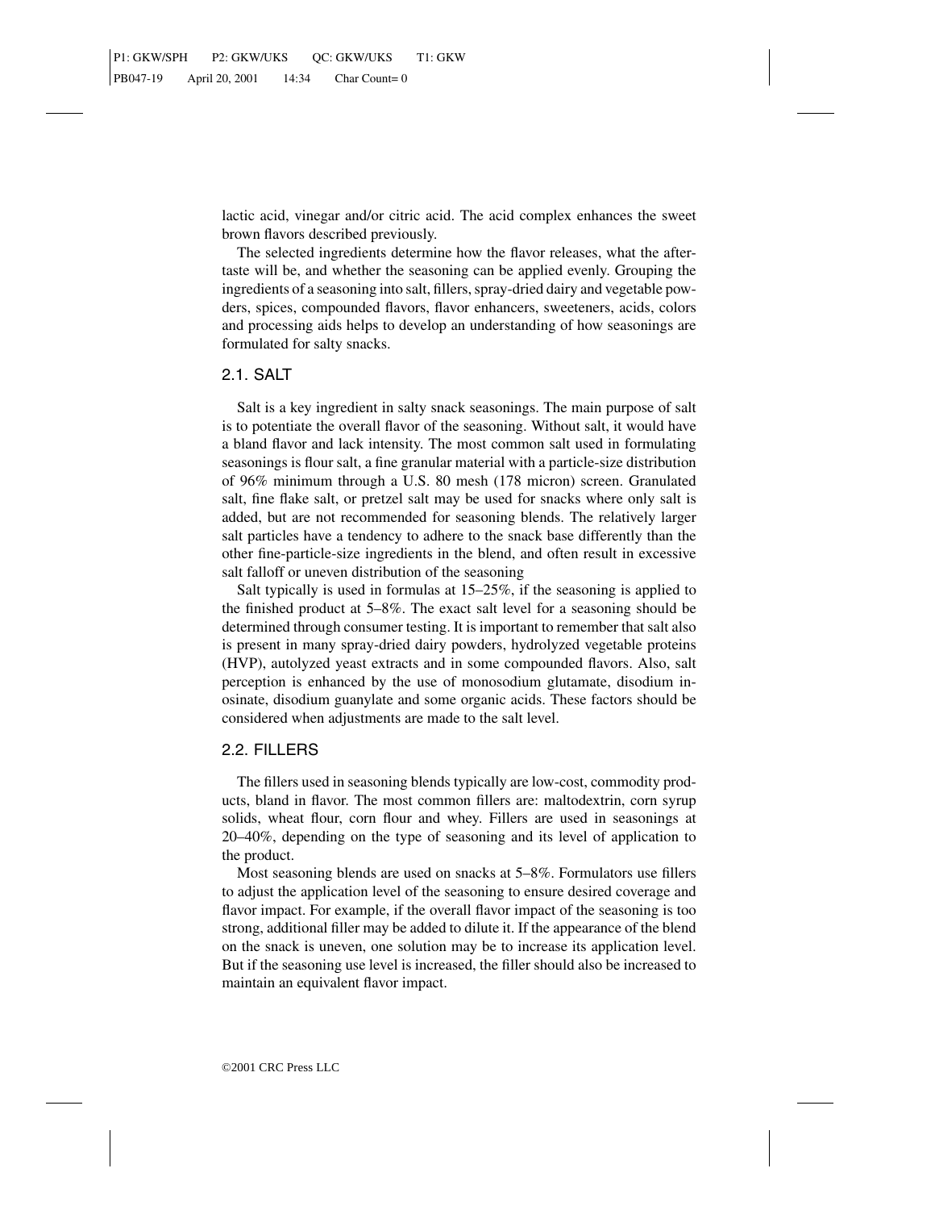lactic acid, vinegar and/or citric acid. The acid complex enhances the sweet brown flavors described previously.

The selected ingredients determine how the flavor releases, what the aftertaste will be, and whether the seasoning can be applied evenly. Grouping the ingredients of a seasoning into salt, fillers, spray-dried dairy and vegetable powders, spices, compounded flavors, flavor enhancers, sweeteners, acids, colors and processing aids helps to develop an understanding of how seasonings are formulated for salty snacks.

## 2.1. SALT

Salt is a key ingredient in salty snack seasonings. The main purpose of salt is to potentiate the overall flavor of the seasoning. Without salt, it would have a bland flavor and lack intensity. The most common salt used in formulating seasonings is flour salt, a fine granular material with a particle-size distribution of 96% minimum through a U.S. 80 mesh (178 micron) screen. Granulated salt, fine flake salt, or pretzel salt may be used for snacks where only salt is added, but are not recommended for seasoning blends. The relatively larger salt particles have a tendency to adhere to the snack base differently than the other fine-particle-size ingredients in the blend, and often result in excessive salt falloff or uneven distribution of the seasoning

Salt typically is used in formulas at 15–25%, if the seasoning is applied to the finished product at 5–8%. The exact salt level for a seasoning should be determined through consumer testing. It is important to remember that salt also is present in many spray-dried dairy powders, hydrolyzed vegetable proteins (HVP), autolyzed yeast extracts and in some compounded flavors. Also, salt perception is enhanced by the use of monosodium glutamate, disodium inosinate, disodium guanylate and some organic acids. These factors should be considered when adjustments are made to the salt level.

## 2.2. FILLERS

The fillers used in seasoning blends typically are low-cost, commodity products, bland in flavor. The most common fillers are: maltodextrin, corn syrup solids, wheat flour, corn flour and whey. Fillers are used in seasonings at 20–40%, depending on the type of seasoning and its level of application to the product.

Most seasoning blends are used on snacks at 5–8%. Formulators use fillers to adjust the application level of the seasoning to ensure desired coverage and flavor impact. For example, if the overall flavor impact of the seasoning is too strong, additional filler may be added to dilute it. If the appearance of the blend on the snack is uneven, one solution may be to increase its application level. But if the seasoning use level is increased, the filler should also be increased to maintain an equivalent flavor impact.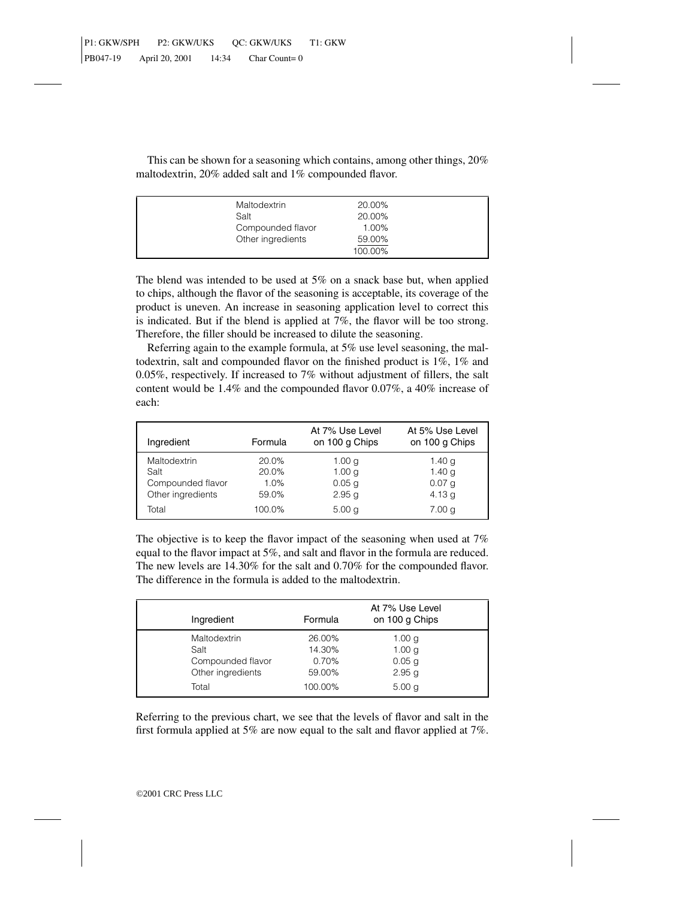This can be shown for a seasoning which contains, among other things, 20% maltodextrin, 20% added salt and 1% compounded flavor.

| | |
|---|---|
| Maltodextrin | 20.00% |
| Salt | 20.00% |
| Compounded flavor | 1.00% |
| Other ingredients | 59.00% |
| | 100.00% |

The blend was intended to be used at 5% on a snack base but, when applied to chips, although the flavor of the seasoning is acceptable, its coverage of the product is uneven. An increase in seasoning application level to correct this is indicated. But if the blend is applied at 7%, the flavor will be too strong. Therefore, the filler should be increased to dilute the seasoning.

Referring again to the example formula, at 5% use level seasoning, the maltodextrin, salt and compounded flavor on the finished product is 1%, 1% and 0.05%, respectively. If increased to 7% without adjustment of fillers, the salt content would be 1.4% and the compounded flavor 0.07%, a 40% increase of each:

| Ingredient | Formula | At 7% Use Level on 100 g Chips | At 5% Use Level on 100 g Chips |
|---|---|---|---|
| Maltodextrin | 20.0% | 1.00 g | 1.40 g |
| Salt | 20.0% | 1.00 g | 1.40 g |
| Compounded flavor | 1.0% | 0.05 g | 0.07 g |
| Other ingredients | 59.0% | 2.95 g | 4.13 g |
| Total | 100.0% | 5.00 g | 7.00 g |

The objective is to keep the flavor impact of the seasoning when used at 7% equal to the flavor impact at 5%, and salt and flavor in the formula are reduced. The new levels are 14.30% for the salt and 0.70% for the compounded flavor. The difference in the formula is added to the maltodextrin.

| Ingredient | Formula | At 7% Use Level on 100 g Chips |
|---|---|---|
| Maltodextrin | 26.00% | 1.00 g |
| Salt | 14.30% | 1.00 g |
| Compounded flavor | 0.70% | 0.05 g |
| Other ingredients | 59.00% | 2.95 g |
| Total | 100.00% | 5.00 g |

Referring to the previous chart, we see that the levels of flavor and salt in the first formula applied at 5% are now equal to the salt and flavor applied at 7%.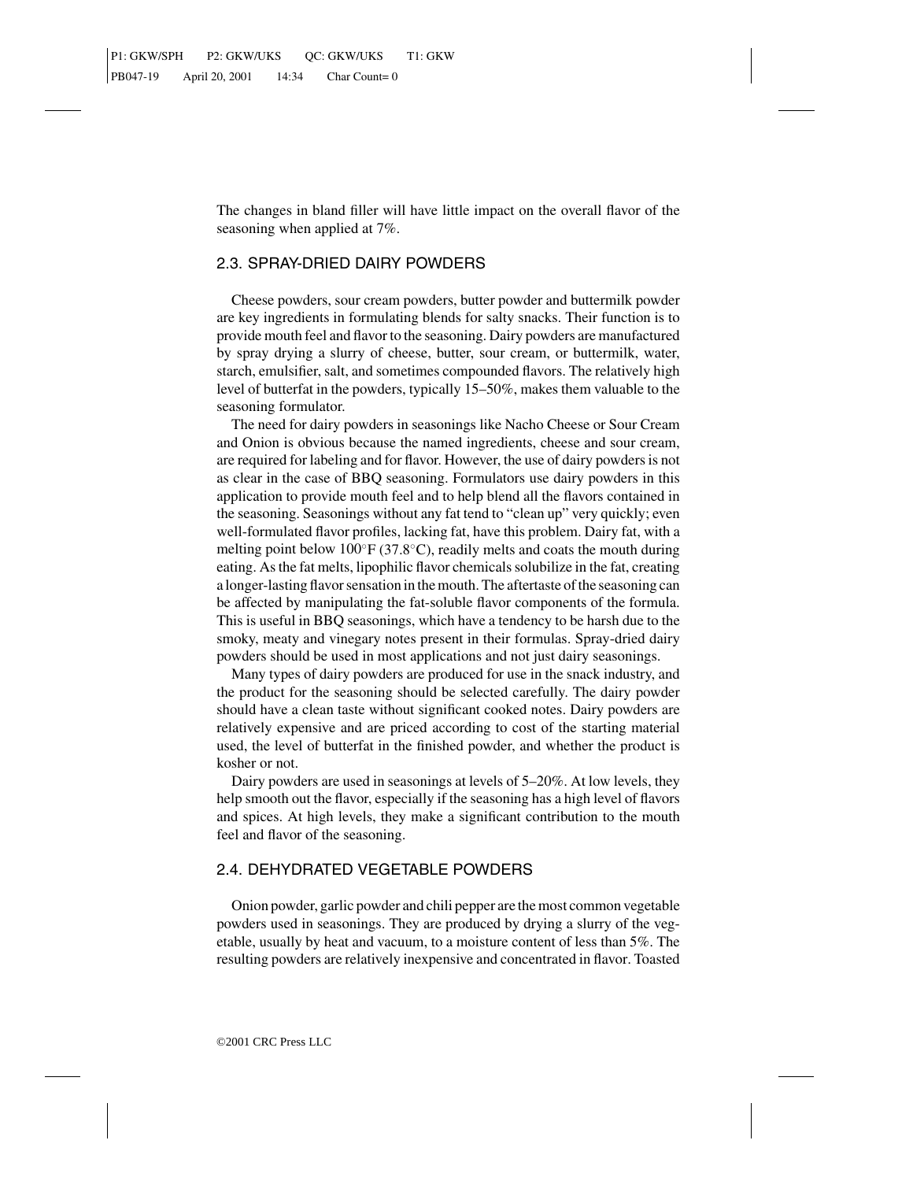The changes in bland filler will have little impact on the overall flavor of the seasoning when applied at 7%.

## 2.3. SPRAY-DRIED DAIRY POWDERS

Cheese powders, sour cream powders, butter powder and buttermilk powder are key ingredients in formulating blends for salty snacks. Their function is to provide mouth feel and flavor to the seasoning. Dairy powders are manufactured by spray drying a slurry of cheese, butter, sour cream, or buttermilk, water, starch, emulsifier, salt, and sometimes compounded flavors. The relatively high level of butterfat in the powders, typically 15–50%, makes them valuable to the seasoning formulator.

The need for dairy powders in seasonings like Nacho Cheese or Sour Cream and Onion is obvious because the named ingredients, cheese and sour cream, are required for labeling and for flavor. However, the use of dairy powders is not as clear in the case of BBQ seasoning. Formulators use dairy powders in this application to provide mouth feel and to help blend all the flavors contained in the seasoning. Seasonings without any fat tend to "clean up" very quickly; even well-formulated flavor profiles, lacking fat, have this problem. Dairy fat, with a melting point below 100°F (37.8°C), readily melts and coats the mouth during eating. As the fat melts, lipophilic flavor chemicals solubilize in the fat, creating a longer-lasting flavor sensation in the mouth. The aftertaste of the seasoning can be affected by manipulating the fat-soluble flavor components of the formula. This is useful in BBQ seasonings, which have a tendency to be harsh due to the smoky, meaty and vinegary notes present in their formulas. Spray-dried dairy powders should be used in most applications and not just dairy seasonings.

Many types of dairy powders are produced for use in the snack industry, and the product for the seasoning should be selected carefully. The dairy powder should have a clean taste without significant cooked notes. Dairy powders are relatively expensive and are priced according to cost of the starting material used, the level of butterfat in the finished powder, and whether the product is kosher or not.

Dairy powders are used in seasonings at levels of 5–20%. At low levels, they help smooth out the flavor, especially if the seasoning has a high level of flavors and spices. At high levels, they make a significant contribution to the mouth feel and flavor of the seasoning.

## 2.4. DEHYDRATED VEGETABLE POWDERS

Onion powder, garlic powder and chili pepper are the most common vegetable powders used in seasonings. They are produced by drying a slurry of the vegetable, usually by heat and vacuum, to a moisture content of less than 5%. The resulting powders are relatively inexpensive and concentrated in flavor. Toasted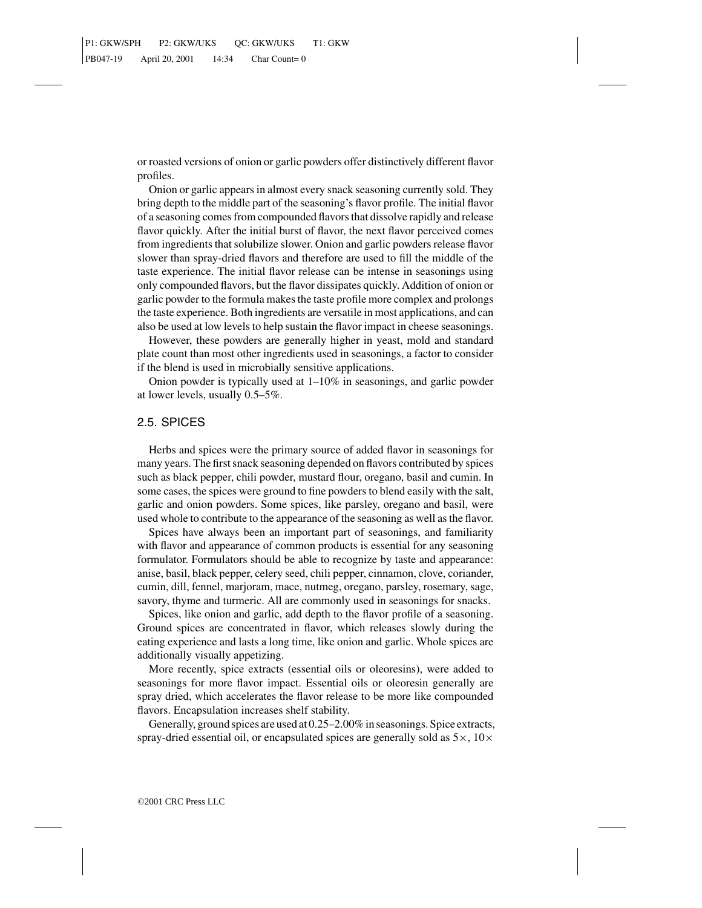or roasted versions of onion or garlic powders offer distinctively different flavor profiles.

Onion or garlic appears in almost every snack seasoning currently sold. They bring depth to the middle part of the seasoning's flavor profile. The initial flavor of a seasoning comes from compounded flavors that dissolve rapidly and release flavor quickly. After the initial burst of flavor, the next flavor perceived comes from ingredients that solubilize slower. Onion and garlic powders release flavor slower than spray-dried flavors and therefore are used to fill the middle of the taste experience. The initial flavor release can be intense in seasonings using only compounded flavors, but the flavor dissipates quickly. Addition of onion or garlic powder to the formula makes the taste profile more complex and prolongs the taste experience. Both ingredients are versatile in most applications, and can also be used at low levels to help sustain the flavor impact in cheese seasonings.

However, these powders are generally higher in yeast, mold and standard plate count than most other ingredients used in seasonings, a factor to consider if the blend is used in microbially sensitive applications.

Onion powder is typically used at 1–10% in seasonings, and garlic powder at lower levels, usually 0.5–5%.

## 2.5. SPICES

Herbs and spices were the primary source of added flavor in seasonings for many years. The first snack seasoning depended on flavors contributed by spices such as black pepper, chili powder, mustard flour, oregano, basil and cumin. In some cases, the spices were ground to fine powders to blend easily with the salt, garlic and onion powders. Some spices, like parsley, oregano and basil, were used whole to contribute to the appearance of the seasoning as well as the flavor.

Spices have always been an important part of seasonings, and familiarity with flavor and appearance of common products is essential for any seasoning formulator. Formulators should be able to recognize by taste and appearance: anise, basil, black pepper, celery seed, chili pepper, cinnamon, clove, coriander, cumin, dill, fennel, marjoram, mace, nutmeg, oregano, parsley, rosemary, sage, savory, thyme and turmeric. All are commonly used in seasonings for snacks.

Spices, like onion and garlic, add depth to the flavor profile of a seasoning. Ground spices are concentrated in flavor, which releases slowly during the eating experience and lasts a long time, like onion and garlic. Whole spices are additionally visually appetizing.

More recently, spice extracts (essential oils or oleoresins), were added to seasonings for more flavor impact. Essential oils or oleoresin generally are spray dried, which accelerates the flavor release to be more like compounded flavors. Encapsulation increases shelf stability.

Generally, ground spices are used at 0.25–2.00% in seasonings. Spice extracts, spray-dried essential oil, or encapsulated spices are generally sold as 5×, 10×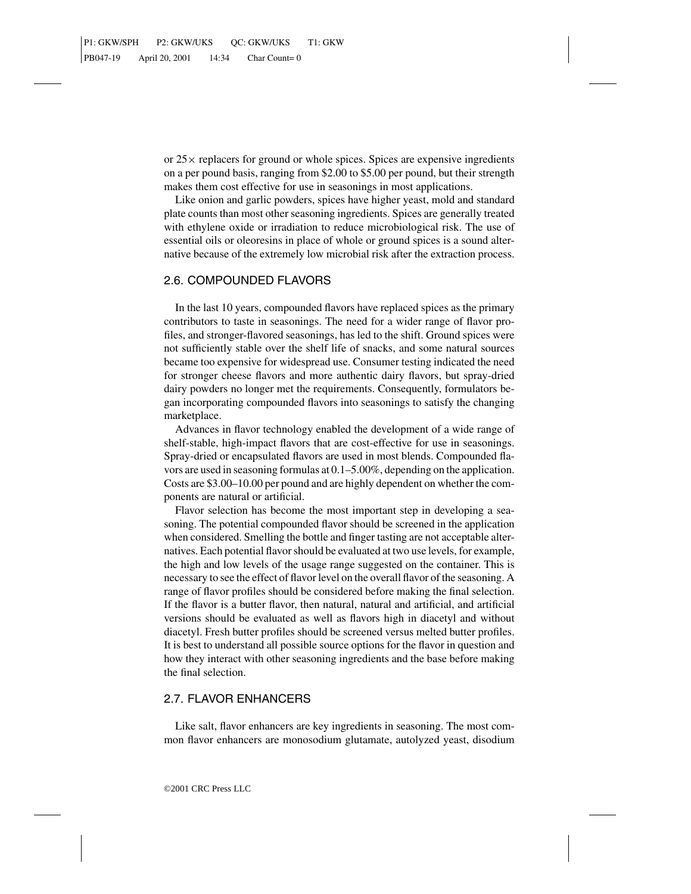or 25× replacers for ground or whole spices. Spices are expensive ingredients on a per pound basis, ranging from $2.00 to $5.00 per pound, but their strength makes them cost effective for use in seasonings in most applications.

Like onion and garlic powders, spices have higher yeast, mold and standard plate counts than most other seasoning ingredients. Spices are generally treated with ethylene oxide or irradiation to reduce microbiological risk. The use of essential oils or oleoresins in place of whole or ground spices is a sound alternative because of the extremely low microbial risk after the extraction process.

## 2.6. COMPOUNDED FLAVORS

In the last 10 years, compounded flavors have replaced spices as the primary contributors to taste in seasonings. The need for a wider range of flavor profiles, and stronger-flavored seasonings, has led to the shift. Ground spices were not sufficiently stable over the shelf life of snacks, and some natural sources became too expensive for widespread use. Consumer testing indicated the need for stronger cheese flavors and more authentic dairy flavors, but spray-dried dairy powders no longer met the requirements. Consequently, formulators began incorporating compounded flavors into seasonings to satisfy the changing marketplace.

Advances in flavor technology enabled the development of a wide range of shelf-stable, high-impact flavors that are cost-effective for use in seasonings. Spray-dried or encapsulated flavors are used in most blends. Compounded flavors are used in seasoning formulas at 0.1–5.00%, depending on the application. Costs are $3.00–10.00 per pound and are highly dependent on whether the components are natural or artificial.

Flavor selection has become the most important step in developing a seasoning. The potential compounded flavor should be screened in the application when considered. Smelling the bottle and finger tasting are not acceptable alternatives. Each potential flavor should be evaluated at two use levels, for example, the high and low levels of the usage range suggested on the container. This is necessary to see the effect of flavor level on the overall flavor of the seasoning. A range of flavor profiles should be considered before making the final selection. If the flavor is a butter flavor, then natural, natural and artificial, and artificial versions should be evaluated as well as flavors high in diacetyl and without diacetyl. Fresh butter profiles should be screened versus melted butter profiles. It is best to understand all possible source options for the flavor in question and how they interact with other seasoning ingredients and the base before making the final selection.

## 2.7. FLAVOR ENHANCERS

Like salt, flavor enhancers are key ingredients in seasoning. The most common flavor enhancers are monosodium glutamate, autolyzed yeast, disodium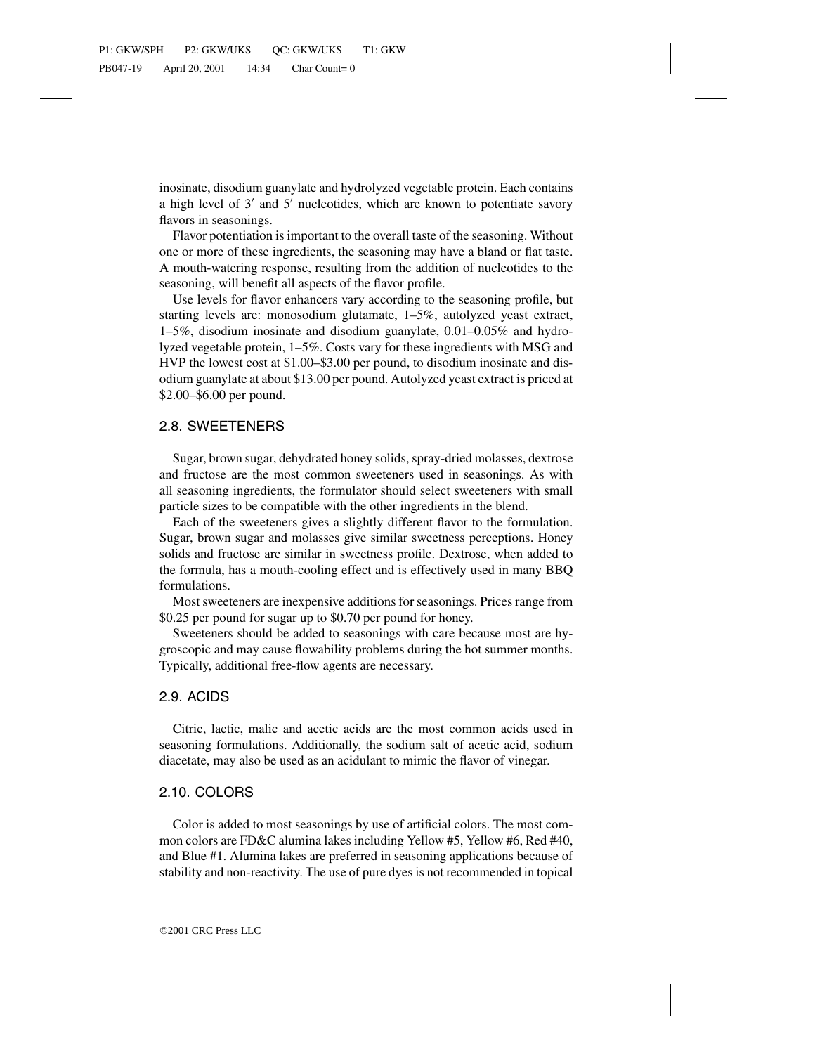inosinate, disodium guanylate and hydrolyzed vegetable protein. Each contains a high level of 3′ and 5′ nucleotides, which are known to potentiate savory flavors in seasonings.

Flavor potentiation is important to the overall taste of the seasoning. Without one or more of these ingredients, the seasoning may have a bland or flat taste. A mouth-watering response, resulting from the addition of nucleotides to the seasoning, will benefit all aspects of the flavor profile.

Use levels for flavor enhancers vary according to the seasoning profile, but starting levels are: monosodium glutamate, 1–5%, autolyzed yeast extract, 1–5%, disodium inosinate and disodium guanylate, 0.01–0.05% and hydrolyzed vegetable protein, 1–5%. Costs vary for these ingredients with MSG and HVP the lowest cost at $1.00–$3.00 per pound, to disodium inosinate and disodium guanylate at about $13.00 per pound. Autolyzed yeast extract is priced at $2.00–$6.00 per pound.

## 2.8. SWEETENERS

Sugar, brown sugar, dehydrated honey solids, spray-dried molasses, dextrose and fructose are the most common sweeteners used in seasonings. As with all seasoning ingredients, the formulator should select sweeteners with small particle sizes to be compatible with the other ingredients in the blend.

Each of the sweeteners gives a slightly different flavor to the formulation. Sugar, brown sugar and molasses give similar sweetness perceptions. Honey solids and fructose are similar in sweetness profile. Dextrose, when added to the formula, has a mouth-cooling effect and is effectively used in many BBQ formulations.

Most sweeteners are inexpensive additions for seasonings. Prices range from $0.25 per pound for sugar up to $0.70 per pound for honey.

Sweeteners should be added to seasonings with care because most are hygroscopic and may cause flowability problems during the hot summer months. Typically, additional free-flow agents are necessary.

## 2.9. ACIDS

Citric, lactic, malic and acetic acids are the most common acids used in seasoning formulations. Additionally, the sodium salt of acetic acid, sodium diacetate, may also be used as an acidulant to mimic the flavor of vinegar.

## 2.10. COLORS

Color is added to most seasonings by use of artificial colors. The most common colors are FD&C alumina lakes including Yellow #5, Yellow #6, Red #40, and Blue #1. Alumina lakes are preferred in seasoning applications because of stability and non-reactivity. The use of pure dyes is not recommended in topical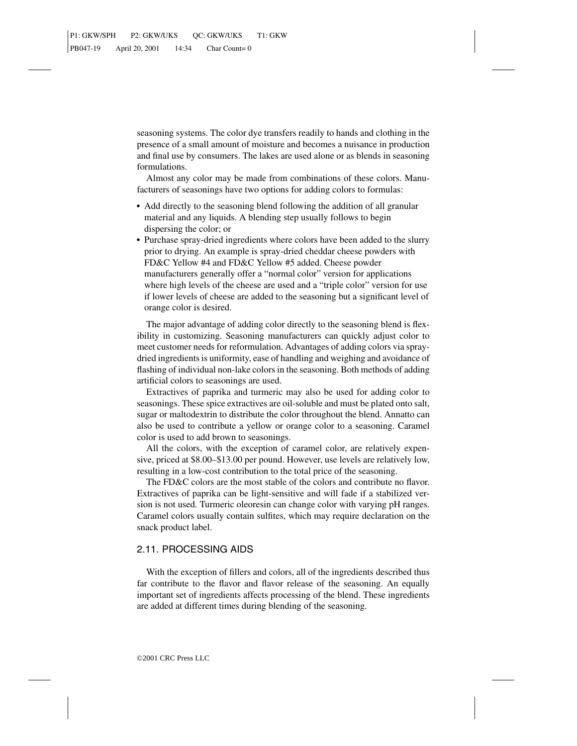seasoning systems. The color dye transfers readily to hands and clothing in the presence of a small amount of moisture and becomes a nuisance in production and final use by consumers. The lakes are used alone or as blends in seasoning formulations.

Almost any color may be made from combinations of these colors. Manufacturers of seasonings have two options for adding colors to formulas:

- Add directly to the seasoning blend following the addition of all granular material and any liquids. A blending step usually follows to begin dispersing the color; or
- Purchase spray-dried ingredients where colors have been added to the slurry prior to drying. An example is spray-dried cheddar cheese powders with FD&C Yellow #4 and FD&C Yellow #5 added. Cheese powder manufacturers generally offer a "normal color" version for applications where high levels of the cheese are used and a "triple color" version for use if lower levels of cheese are added to the seasoning but a significant level of orange color is desired.

The major advantage of adding color directly to the seasoning blend is flexibility in customizing. Seasoning manufacturers can quickly adjust color to meet customer needs for reformulation. Advantages of adding colors via spray-dried ingredients is uniformity, ease of handling and weighing and avoidance of flashing of individual non-lake colors in the seasoning. Both methods of adding artificial colors to seasonings are used.

Extractives of paprika and turmeric may also be used for adding color to seasonings. These spice extractives are oil-soluble and must be plated onto salt, sugar or maltodextrin to distribute the color throughout the blend. Annatto can also be used to contribute a yellow or orange color to a seasoning. Caramel color is used to add brown to seasonings.

All the colors, with the exception of caramel color, are relatively expensive, priced at $8.00–$13.00 per pound. However, use levels are relatively low, resulting in a low-cost contribution to the total price of the seasoning.

The FD&C colors are the most stable of the colors and contribute no flavor. Extractives of paprika can be light-sensitive and will fade if a stabilized version is not used. Turmeric oleoresin can change color with varying pH ranges. Caramel colors usually contain sulfites, which may require declaration on the snack product label.

## 2.11. PROCESSING AIDS

With the exception of fillers and colors, all of the ingredients described thus far contribute to the flavor and flavor release of the seasoning. An equally important set of ingredients affects processing of the blend. These ingredients are added at different times during blending of the seasoning.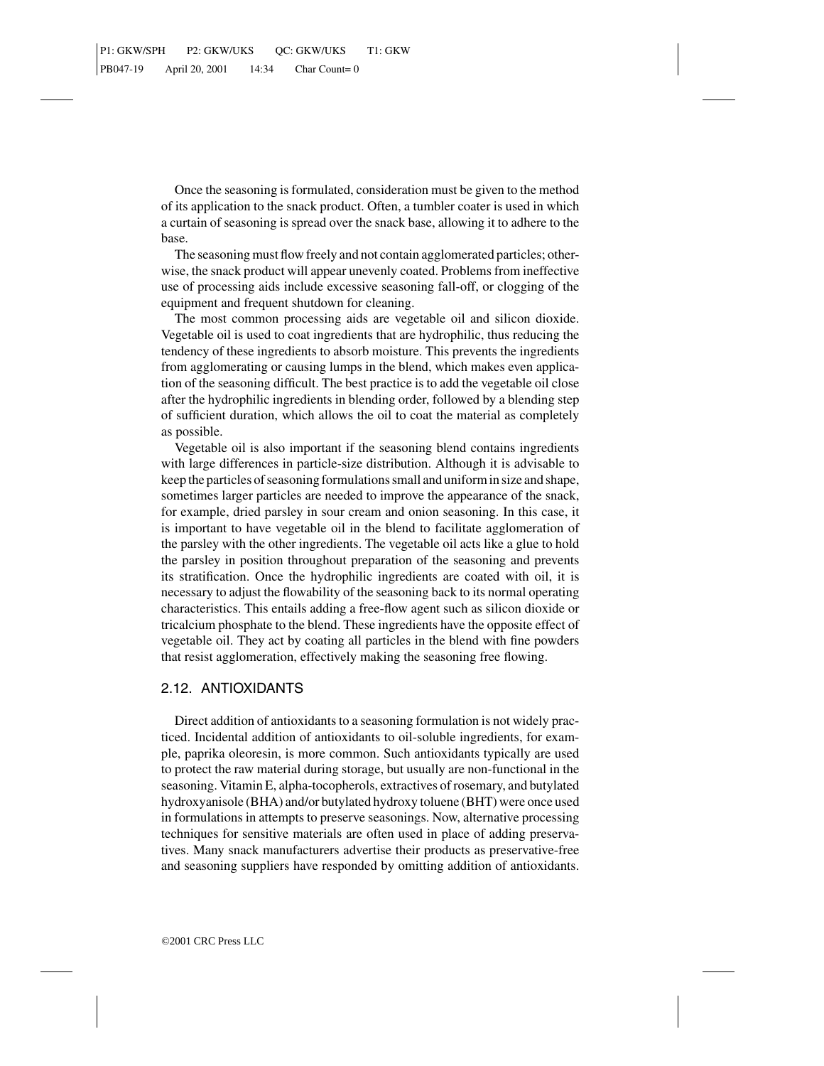Once the seasoning is formulated, consideration must be given to the method of its application to the snack product. Often, a tumbler coater is used in which a curtain of seasoning is spread over the snack base, allowing it to adhere to the base.

The seasoning must flow freely and not contain agglomerated particles; otherwise, the snack product will appear unevenly coated. Problems from ineffective use of processing aids include excessive seasoning fall-off, or clogging of the equipment and frequent shutdown for cleaning.

The most common processing aids are vegetable oil and silicon dioxide. Vegetable oil is used to coat ingredients that are hydrophilic, thus reducing the tendency of these ingredients to absorb moisture. This prevents the ingredients from agglomerating or causing lumps in the blend, which makes even application of the seasoning difficult. The best practice is to add the vegetable oil close after the hydrophilic ingredients in blending order, followed by a blending step of sufficient duration, which allows the oil to coat the material as completely as possible.

Vegetable oil is also important if the seasoning blend contains ingredients with large differences in particle-size distribution. Although it is advisable to keep the particles of seasoning formulations small and uniform in size and shape, sometimes larger particles are needed to improve the appearance of the snack, for example, dried parsley in sour cream and onion seasoning. In this case, it is important to have vegetable oil in the blend to facilitate agglomeration of the parsley with the other ingredients. The vegetable oil acts like a glue to hold the parsley in position throughout preparation of the seasoning and prevents its stratification. Once the hydrophilic ingredients are coated with oil, it is necessary to adjust the flowability of the seasoning back to its normal operating characteristics. This entails adding a free-flow agent such as silicon dioxide or tricalcium phosphate to the blend. These ingredients have the opposite effect of vegetable oil. They act by coating all particles in the blend with fine powders that resist agglomeration, effectively making the seasoning free flowing.

## 2.12. ANTIOXIDANTS

Direct addition of antioxidants to a seasoning formulation is not widely practiced. Incidental addition of antioxidants to oil-soluble ingredients, for example, paprika oleoresin, is more common. Such antioxidants typically are used to protect the raw material during storage, but usually are non-functional in the seasoning. Vitamin E, alpha-tocopherols, extractives of rosemary, and butylated hydroxyanisole (BHA) and/or butylated hydroxy toluene (BHT) were once used in formulations in attempts to preserve seasonings. Now, alternative processing techniques for sensitive materials are often used in place of adding preservatives. Many snack manufacturers advertise their products as preservative-free and seasoning suppliers have responded by omitting addition of antioxidants.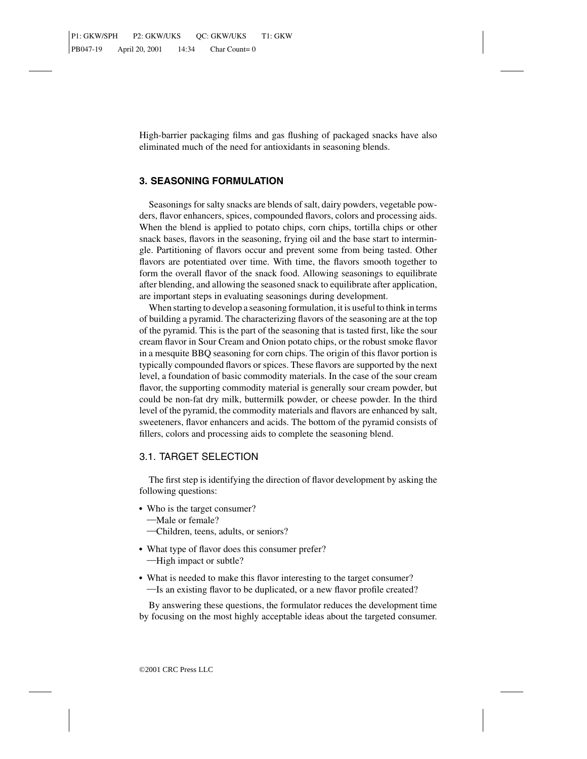High-barrier packaging films and gas flushing of packaged snacks have also eliminated much of the need for antioxidants in seasoning blends.

## 3. SEASONING FORMULATION

Seasonings for salty snacks are blends of salt, dairy powders, vegetable powders, flavor enhancers, spices, compounded flavors, colors and processing aids. When the blend is applied to potato chips, corn chips, tortilla chips or other snack bases, flavors in the seasoning, frying oil and the base start to intermingle. Partitioning of flavors occur and prevent some from being tasted. Other flavors are potentiated over time. With time, the flavors smooth together to form the overall flavor of the snack food. Allowing seasonings to equilibrate after blending, and allowing the seasoned snack to equilibrate after application, are important steps in evaluating seasonings during development.

When starting to develop a seasoning formulation, it is useful to think in terms of building a pyramid. The characterizing flavors of the seasoning are at the top of the pyramid. This is the part of the seasoning that is tasted first, like the sour cream flavor in Sour Cream and Onion potato chips, or the robust smoke flavor in a mesquite BBQ seasoning for corn chips. The origin of this flavor portion is typically compounded flavors or spices. These flavors are supported by the next level, a foundation of basic commodity materials. In the case of the sour cream flavor, the supporting commodity material is generally sour cream powder, but could be non-fat dry milk, buttermilk powder, or cheese powder. In the third level of the pyramid, the commodity materials and flavors are enhanced by salt, sweeteners, flavor enhancers and acids. The bottom of the pyramid consists of fillers, colors and processing aids to complete the seasoning blend.

### 3.1. TARGET SELECTION

The first step is identifying the direction of flavor development by asking the following questions:

- Who is the target consumer?
  —Male or female?
  —Children, teens, adults, or seniors?
- What type of flavor does this consumer prefer?
  —High impact or subtle?
- What is needed to make this flavor interesting to the target consumer?
  —Is an existing flavor to be duplicated, or a new flavor profile created?

By answering these questions, the formulator reduces the development time by focusing on the most highly acceptable ideas about the targeted consumer.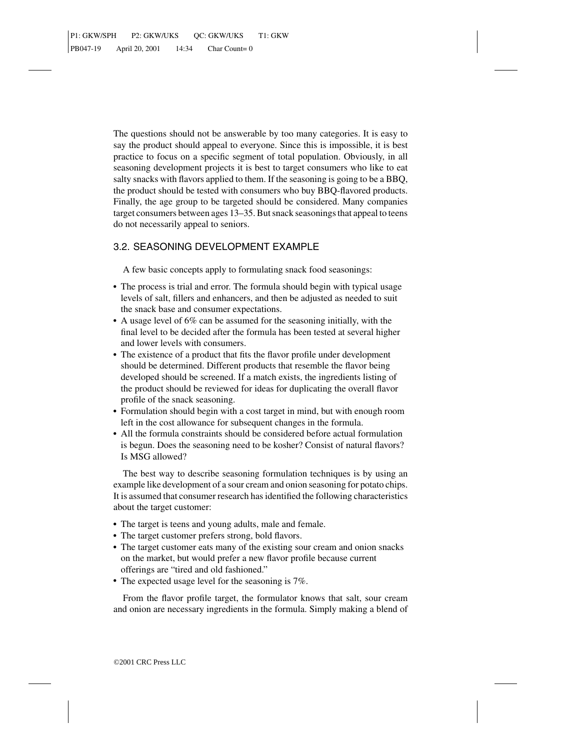The questions should not be answerable by too many categories. It is easy to say the product should appeal to everyone. Since this is impossible, it is best practice to focus on a specific segment of total population. Obviously, in all seasoning development projects it is best to target consumers who like to eat salty snacks with flavors applied to them. If the seasoning is going to be a BBQ, the product should be tested with consumers who buy BBQ-flavored products. Finally, the age group to be targeted should be considered. Many companies target consumers between ages 13–35. But snack seasonings that appeal to teens do not necessarily appeal to seniors.

## 3.2. SEASONING DEVELOPMENT EXAMPLE

A few basic concepts apply to formulating snack food seasonings:

- The process is trial and error. The formula should begin with typical usage levels of salt, fillers and enhancers, and then be adjusted as needed to suit the snack base and consumer expectations.
- A usage level of 6% can be assumed for the seasoning initially, with the final level to be decided after the formula has been tested at several higher and lower levels with consumers.
- The existence of a product that fits the flavor profile under development should be determined. Different products that resemble the flavor being developed should be screened. If a match exists, the ingredients listing of the product should be reviewed for ideas for duplicating the overall flavor profile of the snack seasoning.
- Formulation should begin with a cost target in mind, but with enough room left in the cost allowance for subsequent changes in the formula.
- All the formula constraints should be considered before actual formulation is begun. Does the seasoning need to be kosher? Consist of natural flavors? Is MSG allowed?

The best way to describe seasoning formulation techniques is by using an example like development of a sour cream and onion seasoning for potato chips. It is assumed that consumer research has identified the following characteristics about the target customer:

- The target is teens and young adults, male and female.
- The target customer prefers strong, bold flavors.
- The target customer eats many of the existing sour cream and onion snacks on the market, but would prefer a new flavor profile because current offerings are "tired and old fashioned."
- The expected usage level for the seasoning is 7%.

From the flavor profile target, the formulator knows that salt, sour cream and onion are necessary ingredients in the formula. Simply making a blend of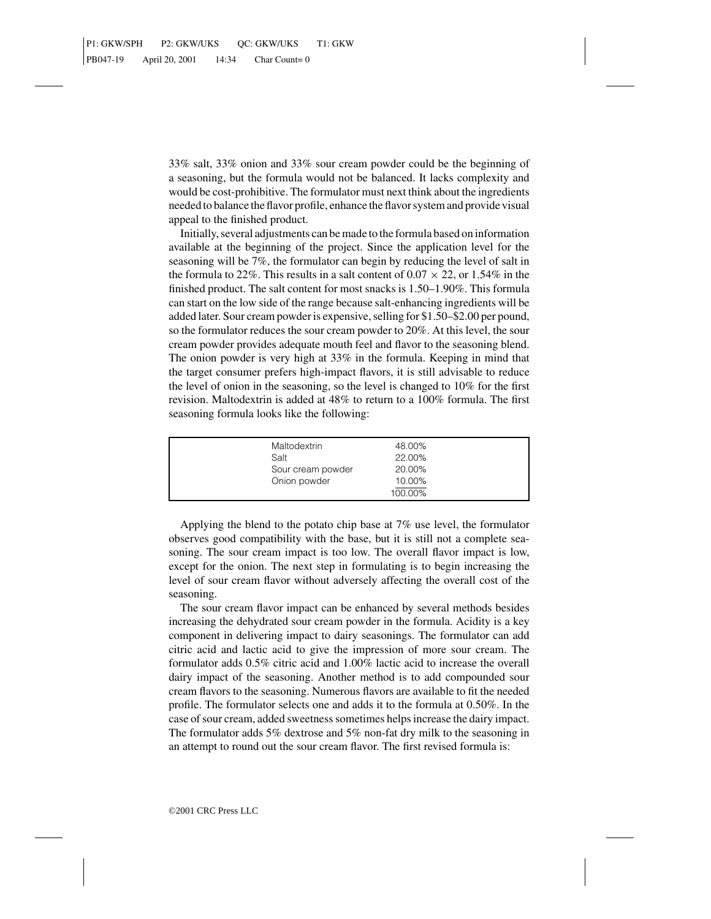33% salt, 33% onion and 33% sour cream powder could be the beginning of a seasoning, but the formula would not be balanced. It lacks complexity and would be cost-prohibitive. The formulator must next think about the ingredients needed to balance the flavor profile, enhance the flavor system and provide visual appeal to the finished product.

Initially, several adjustments can be made to the formula based on information available at the beginning of the project. Since the application level for the seasoning will be 7%, the formulator can begin by reducing the level of salt in the formula to 22%. This results in a salt content of $0.07 \times 22$, or 1.54% in the finished product. The salt content for most snacks is 1.50–1.90%. This formula can start on the low side of the range because salt-enhancing ingredients will be added later. Sour cream powder is expensive, selling for $1.50–$2.00 per pound, so the formulator reduces the sour cream powder to 20%. At this level, the sour cream powder provides adequate mouth feel and flavor to the seasoning blend. The onion powder is very high at 33% in the formula. Keeping in mind that the target consumer prefers high-impact flavors, it is still advisable to reduce the level of onion in the seasoning, so the level is changed to 10% for the first revision. Maltodextrin is added at 48% to return to a 100% formula. The first seasoning formula looks like the following:

| Ingredient | % |
|---|---|
| Maltodextrin | 48.00% |
| Salt | 22.00% |
| Sour cream powder | 20.00% |
| Onion powder | 10.00% |
| | 100.00% |

Applying the blend to the potato chip base at 7% use level, the formulator observes good compatibility with the base, but it is still not a complete seasoning. The sour cream impact is too low. The overall flavor impact is low, except for the onion. The next step in formulating is to begin increasing the level of sour cream flavor without adversely affecting the overall cost of the seasoning.

The sour cream flavor impact can be enhanced by several methods besides increasing the dehydrated sour cream powder in the formula. Acidity is a key component in delivering impact to dairy seasonings. The formulator can add citric acid and lactic acid to give the impression of more sour cream. The formulator adds 0.5% citric acid and 1.00% lactic acid to increase the overall dairy impact of the seasoning. Another method is to add compounded sour cream flavors to the seasoning. Numerous flavors are available to fit the needed profile. The formulator selects one and adds it to the formula at 0.50%. In the case of sour cream, added sweetness sometimes helps increase the dairy impact. The formulator adds 5% dextrose and 5% non-fat dry milk to the seasoning in an attempt to round out the sour cream flavor. The first revised formula is: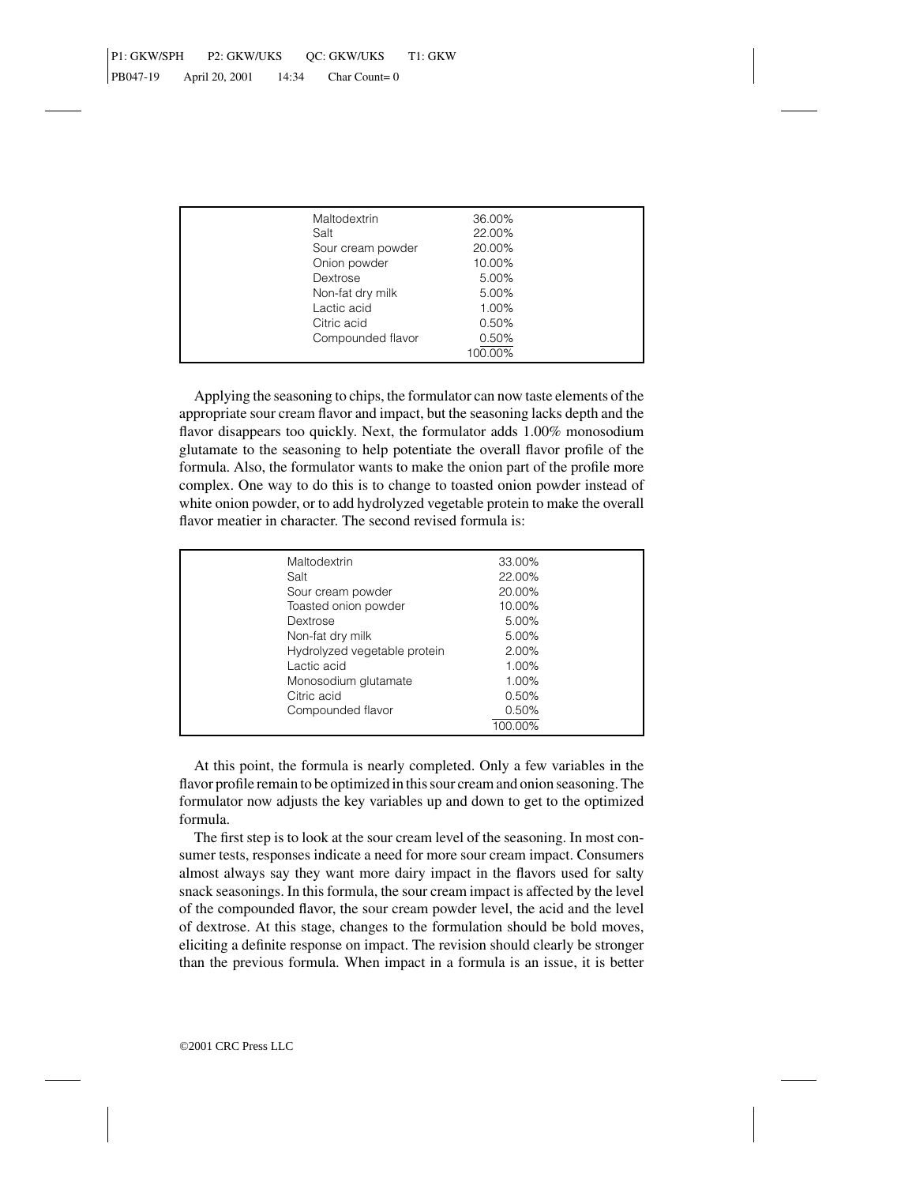| Ingredient | % |
|---|---|
| Maltodextrin | 36.00% |
| Salt | 22.00% |
| Sour cream powder | 20.00% |
| Onion powder | 10.00% |
| Dextrose | 5.00% |
| Non-fat dry milk | 5.00% |
| Lactic acid | 1.00% |
| Citric acid | 0.50% |
| Compounded flavor | 0.50% |
| | 100.00% |

Applying the seasoning to chips, the formulator can now taste elements of the appropriate sour cream flavor and impact, but the seasoning lacks depth and the flavor disappears too quickly. Next, the formulator adds 1.00% monosodium glutamate to the seasoning to help potentiate the overall flavor profile of the formula. Also, the formulator wants to make the onion part of the profile more complex. One way to do this is to change to toasted onion powder instead of white onion powder, or to add hydrolyzed vegetable protein to make the overall flavor meatier in character. The second revised formula is:

| Ingredient | % |
|---|---|
| Maltodextrin | 33.00% |
| Salt | 22.00% |
| Sour cream powder | 20.00% |
| Toasted onion powder | 10.00% |
| Dextrose | 5.00% |
| Non-fat dry milk | 5.00% |
| Hydrolyzed vegetable protein | 2.00% |
| Lactic acid | 1.00% |
| Monosodium glutamate | 1.00% |
| Citric acid | 0.50% |
| Compounded flavor | 0.50% |
| | 100.00% |

At this point, the formula is nearly completed. Only a few variables in the flavor profile remain to be optimized in this sour cream and onion seasoning. The formulator now adjusts the key variables up and down to get to the optimized formula.

The first step is to look at the sour cream level of the seasoning. In most consumer tests, responses indicate a need for more sour cream impact. Consumers almost always say they want more dairy impact in the flavors used for salty snack seasonings. In this formula, the sour cream impact is affected by the level of the compounded flavor, the sour cream powder level, the acid and the level of dextrose. At this stage, changes to the formulation should be bold moves, eliciting a definite response on impact. The revision should clearly be stronger than the previous formula. When impact in a formula is an issue, it is better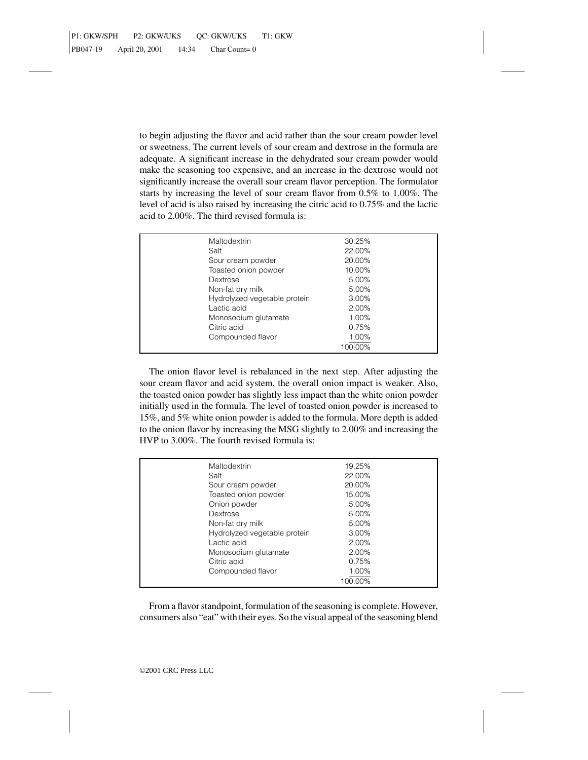to begin adjusting the flavor and acid rather than the sour cream powder level or sweetness. The current levels of sour cream and dextrose in the formula are adequate. A significant increase in the dehydrated sour cream powder would make the seasoning too expensive, and an increase in the dextrose would not significantly increase the overall sour cream flavor perception. The formulator starts by increasing the level of sour cream flavor from 0.5% to 1.00%. The level of acid is also raised by increasing the citric acid to 0.75% and the lactic acid to 2.00%. The third revised formula is:

| Ingredient | % |
|---|---|
| Maltodextrin | 30.25% |
| Salt | 22.00% |
| Sour cream powder | 20.00% |
| Toasted onion powder | 10.00% |
| Dextrose | 5.00% |
| Non-fat dry milk | 5.00% |
| Hydrolyzed vegetable protein | 3.00% |
| Lactic acid | 2.00% |
| Monosodium glutamate | 1.00% |
| Citric acid | 0.75% |
| Compounded flavor | 1.00% |
| | 100.00% |

The onion flavor level is rebalanced in the next step. After adjusting the sour cream flavor and acid system, the overall onion impact is weaker. Also, the toasted onion powder has slightly less impact than the white onion powder initially used in the formula. The level of toasted onion powder is increased to 15%, and 5% white onion powder is added to the formula. More depth is added to the onion flavor by increasing the MSG slightly to 2.00% and increasing the HVP to 3.00%. The fourth revised formula is:

| Ingredient | % |
|---|---|
| Maltodextrin | 19.25% |
| Salt | 22.00% |
| Sour cream powder | 20.00% |
| Toasted onion powder | 15.00% |
| Onion powder | 5.00% |
| Dextrose | 5.00% |
| Non-fat dry milk | 5.00% |
| Hydrolyzed vegetable protein | 3.00% |
| Lactic acid | 2.00% |
| Monosodium glutamate | 2.00% |
| Citric acid | 0.75% |
| Compounded flavor | 1.00% |
| | 100.00% |

From a flavor standpoint, formulation of the seasoning is complete. However, consumers also "eat" with their eyes. So the visual appeal of the seasoning blend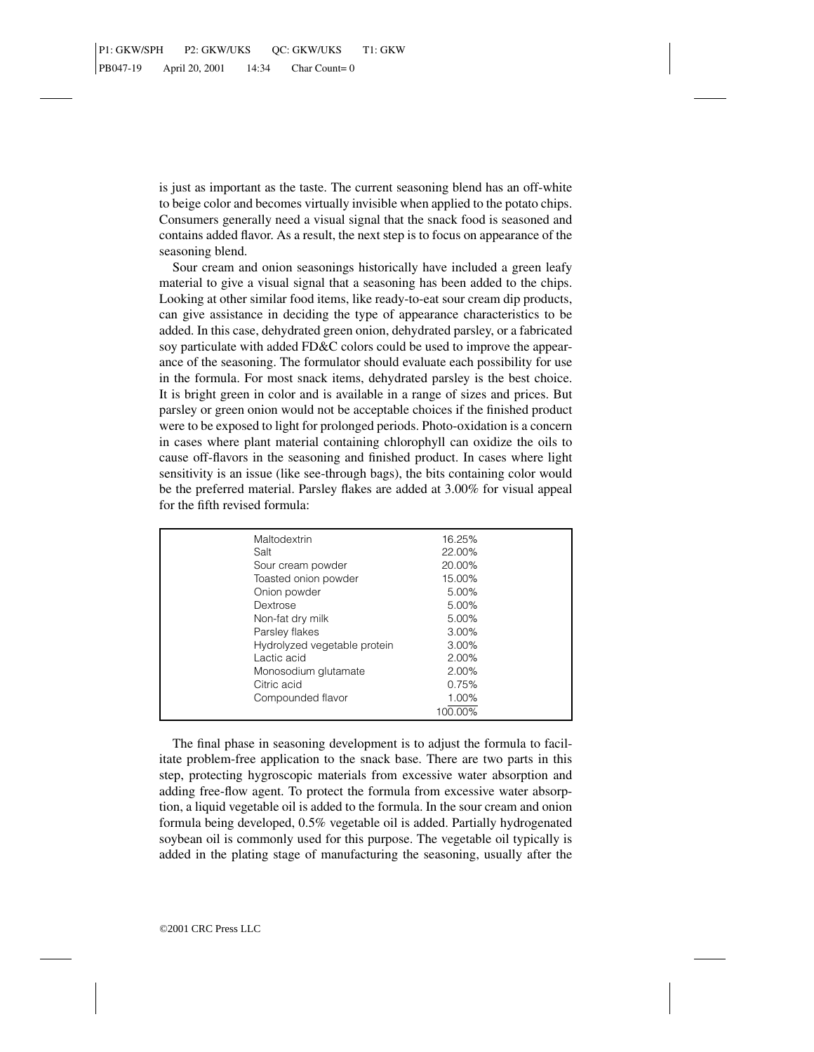is just as important as the taste. The current seasoning blend has an off-white to beige color and becomes virtually invisible when applied to the potato chips. Consumers generally need a visual signal that the snack food is seasoned and contains added flavor. As a result, the next step is to focus on appearance of the seasoning blend.

Sour cream and onion seasonings historically have included a green leafy material to give a visual signal that a seasoning has been added to the chips. Looking at other similar food items, like ready-to-eat sour cream dip products, can give assistance in deciding the type of appearance characteristics to be added. In this case, dehydrated green onion, dehydrated parsley, or a fabricated soy particulate with added FD&C colors could be used to improve the appearance of the seasoning. The formulator should evaluate each possibility for use in the formula. For most snack items, dehydrated parsley is the best choice. It is bright green in color and is available in a range of sizes and prices. But parsley or green onion would not be acceptable choices if the finished product were to be exposed to light for prolonged periods. Photo-oxidation is a concern in cases where plant material containing chlorophyll can oxidize the oils to cause off-flavors in the seasoning and finished product. In cases where light sensitivity is an issue (like see-through bags), the bits containing color would be the preferred material. Parsley flakes are added at 3.00% for visual appeal for the fifth revised formula:

| Ingredient | % |
|---|---|
| Maltodextrin | 16.25% |
| Salt | 22.00% |
| Sour cream powder | 20.00% |
| Toasted onion powder | 15.00% |
| Onion powder | 5.00% |
| Dextrose | 5.00% |
| Non-fat dry milk | 5.00% |
| Parsley flakes | 3.00% |
| Hydrolyzed vegetable protein | 3.00% |
| Lactic acid | 2.00% |
| Monosodium glutamate | 2.00% |
| Citric acid | 0.75% |
| Compounded flavor | 1.00% |
| | 100.00% |

The final phase in seasoning development is to adjust the formula to facilitate problem-free application to the snack base. There are two parts in this step, protecting hygroscopic materials from excessive water absorption and adding free-flow agent. To protect the formula from excessive water absorption, a liquid vegetable oil is added to the formula. In the sour cream and onion formula being developed, 0.5% vegetable oil is added. Partially hydrogenated soybean oil is commonly used for this purpose. The vegetable oil typically is added in the plating stage of manufacturing the seasoning, usually after the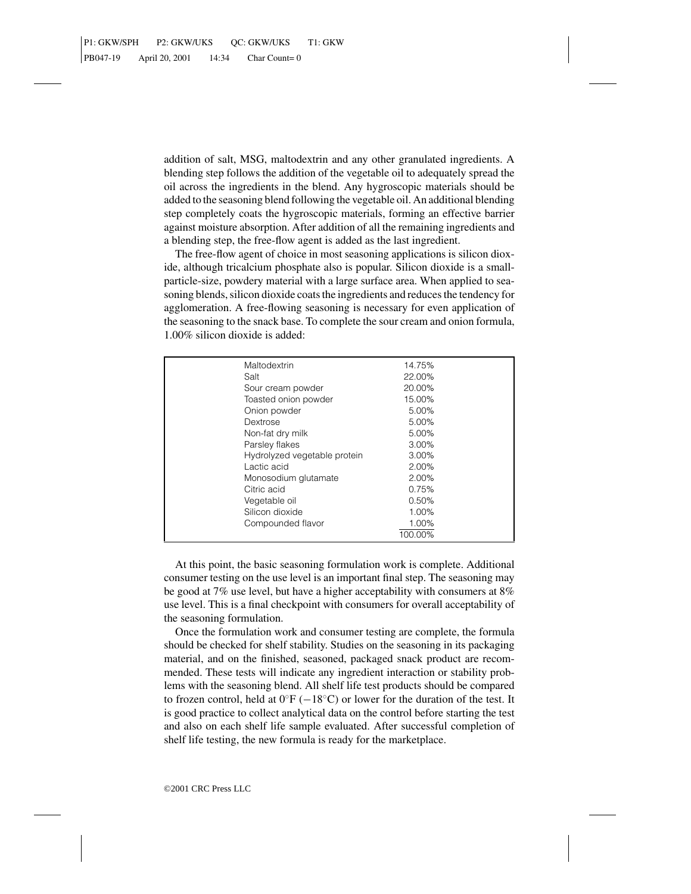addition of salt, MSG, maltodextrin and any other granulated ingredients. A blending step follows the addition of the vegetable oil to adequately spread the oil across the ingredients in the blend. Any hygroscopic materials should be added to the seasoning blend following the vegetable oil. An additional blending step completely coats the hygroscopic materials, forming an effective barrier against moisture absorption. After addition of all the remaining ingredients and a blending step, the free-flow agent is added as the last ingredient.

The free-flow agent of choice in most seasoning applications is silicon dioxide, although tricalcium phosphate also is popular. Silicon dioxide is a small-particle-size, powdery material with a large surface area. When applied to seasoning blends, silicon dioxide coats the ingredients and reduces the tendency for agglomeration. A free-flowing seasoning is necessary for even application of the seasoning to the snack base. To complete the sour cream and onion formula, 1.00% silicon dioxide is added:

| Ingredient | % |
|---|---|
| Maltodextrin | 14.75% |
| Salt | 22.00% |
| Sour cream powder | 20.00% |
| Toasted onion powder | 15.00% |
| Onion powder | 5.00% |
| Dextrose | 5.00% |
| Non-fat dry milk | 5.00% |
| Parsley flakes | 3.00% |
| Hydrolyzed vegetable protein | 3.00% |
| Lactic acid | 2.00% |
| Monosodium glutamate | 2.00% |
| Citric acid | 0.75% |
| Vegetable oil | 0.50% |
| Silicon dioxide | 1.00% |
| Compounded flavor | 1.00% |
| | 100.00% |

At this point, the basic seasoning formulation work is complete. Additional consumer testing on the use level is an important final step. The seasoning may be good at 7% use level, but have a higher acceptability with consumers at 8% use level. This is a final checkpoint with consumers for overall acceptability of the seasoning formulation.

Once the formulation work and consumer testing are complete, the formula should be checked for shelf stability. Studies on the seasoning in its packaging material, and on the finished, seasoned, packaged snack product are recommended. These tests will indicate any ingredient interaction or stability problems with the seasoning blend. All shelf life test products should be compared to frozen control, held at 0°F (−18°C) or lower for the duration of the test. It is good practice to collect analytical data on the control before starting the test and also on each shelf life sample evaluated. After successful completion of shelf life testing, the new formula is ready for the marketplace.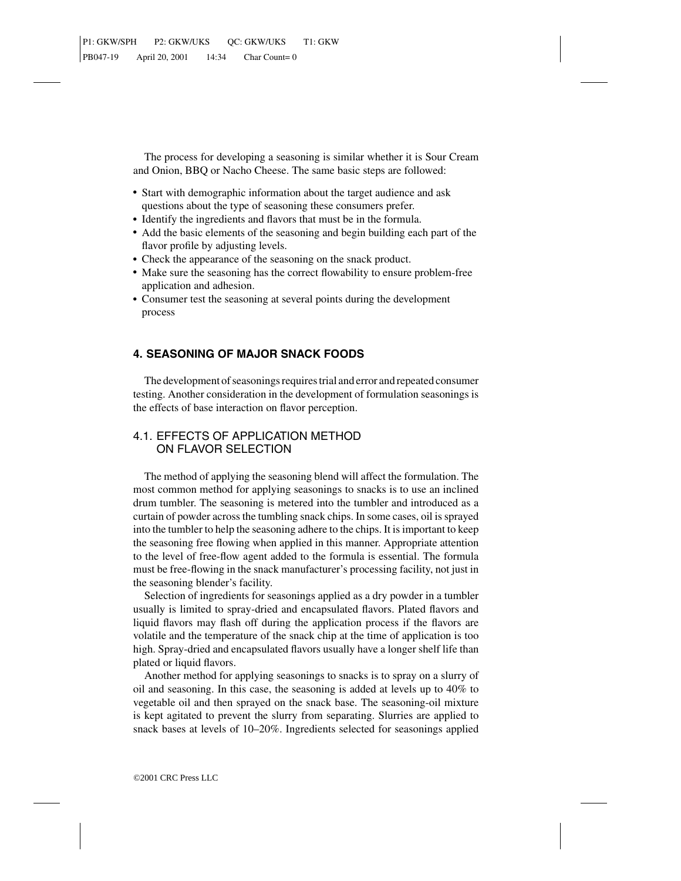The process for developing a seasoning is similar whether it is Sour Cream and Onion, BBQ or Nacho Cheese. The same basic steps are followed:

- Start with demographic information about the target audience and ask questions about the type of seasoning these consumers prefer.
- Identify the ingredients and flavors that must be in the formula.
- Add the basic elements of the seasoning and begin building each part of the flavor profile by adjusting levels.
- Check the appearance of the seasoning on the snack product.
- Make sure the seasoning has the correct flowability to ensure problem-free application and adhesion.
- Consumer test the seasoning at several points during the development process

## 4. SEASONING OF MAJOR SNACK FOODS

The development of seasonings requires trial and error and repeated consumer testing. Another consideration in the development of formulation seasonings is the effects of base interaction on flavor perception.

### 4.1. EFFECTS OF APPLICATION METHOD ON FLAVOR SELECTION

The method of applying the seasoning blend will affect the formulation. The most common method for applying seasonings to snacks is to use an inclined drum tumbler. The seasoning is metered into the tumbler and introduced as a curtain of powder across the tumbling snack chips. In some cases, oil is sprayed into the tumbler to help the seasoning adhere to the chips. It is important to keep the seasoning free flowing when applied in this manner. Appropriate attention to the level of free-flow agent added to the formula is essential. The formula must be free-flowing in the snack manufacturer's processing facility, not just in the seasoning blender's facility.

Selection of ingredients for seasonings applied as a dry powder in a tumbler usually is limited to spray-dried and encapsulated flavors. Plated flavors and liquid flavors may flash off during the application process if the flavors are volatile and the temperature of the snack chip at the time of application is too high. Spray-dried and encapsulated flavors usually have a longer shelf life than plated or liquid flavors.

Another method for applying seasonings to snacks is to spray on a slurry of oil and seasoning. In this case, the seasoning is added at levels up to 40% to vegetable oil and then sprayed on the snack base. The seasoning-oil mixture is kept agitated to prevent the slurry from separating. Slurries are applied to snack bases at levels of 10–20%. Ingredients selected for seasonings applied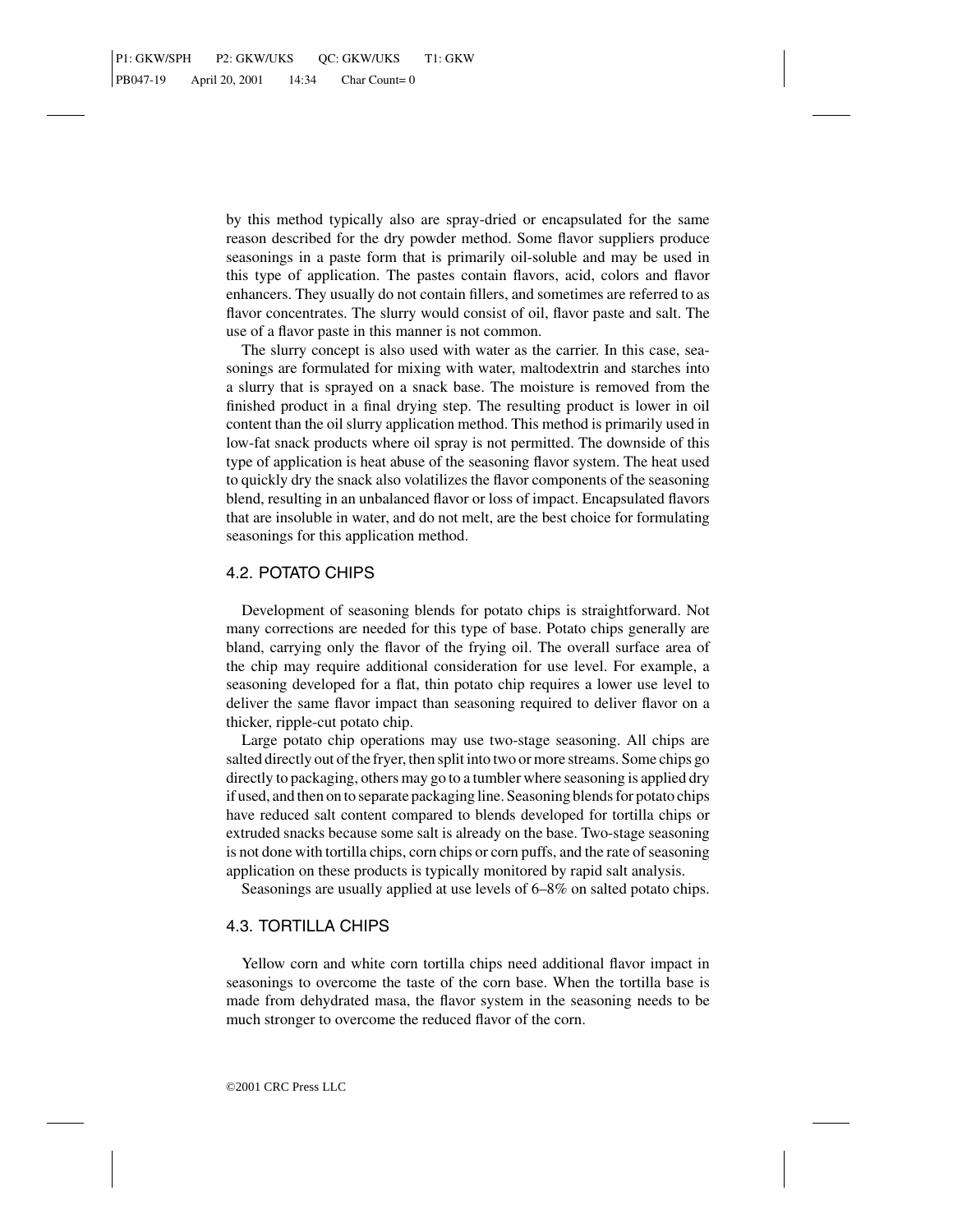by this method typically also are spray-dried or encapsulated for the same reason described for the dry powder method. Some flavor suppliers produce seasonings in a paste form that is primarily oil-soluble and may be used in this type of application. The pastes contain flavors, acid, colors and flavor enhancers. They usually do not contain fillers, and sometimes are referred to as flavor concentrates. The slurry would consist of oil, flavor paste and salt. The use of a flavor paste in this manner is not common.

The slurry concept is also used with water as the carrier. In this case, seasonings are formulated for mixing with water, maltodextrin and starches into a slurry that is sprayed on a snack base. The moisture is removed from the finished product in a final drying step. The resulting product is lower in oil content than the oil slurry application method. This method is primarily used in low-fat snack products where oil spray is not permitted. The downside of this type of application is heat abuse of the seasoning flavor system. The heat used to quickly dry the snack also volatilizes the flavor components of the seasoning blend, resulting in an unbalanced flavor or loss of impact. Encapsulated flavors that are insoluble in water, and do not melt, are the best choice for formulating seasonings for this application method.

## 4.2. POTATO CHIPS

Development of seasoning blends for potato chips is straightforward. Not many corrections are needed for this type of base. Potato chips generally are bland, carrying only the flavor of the frying oil. The overall surface area of the chip may require additional consideration for use level. For example, a seasoning developed for a flat, thin potato chip requires a lower use level to deliver the same flavor impact than seasoning required to deliver flavor on a thicker, ripple-cut potato chip.

Large potato chip operations may use two-stage seasoning. All chips are salted directly out of the fryer, then split into two or more streams. Some chips go directly to packaging, others may go to a tumbler where seasoning is applied dry if used, and then on to separate packaging line. Seasoning blends for potato chips have reduced salt content compared to blends developed for tortilla chips or extruded snacks because some salt is already on the base. Two-stage seasoning is not done with tortilla chips, corn chips or corn puffs, and the rate of seasoning application on these products is typically monitored by rapid salt analysis.

Seasonings are usually applied at use levels of 6–8% on salted potato chips.

## 4.3. TORTILLA CHIPS

Yellow corn and white corn tortilla chips need additional flavor impact in seasonings to overcome the taste of the corn base. When the tortilla base is made from dehydrated masa, the flavor system in the seasoning needs to be much stronger to overcome the reduced flavor of the corn.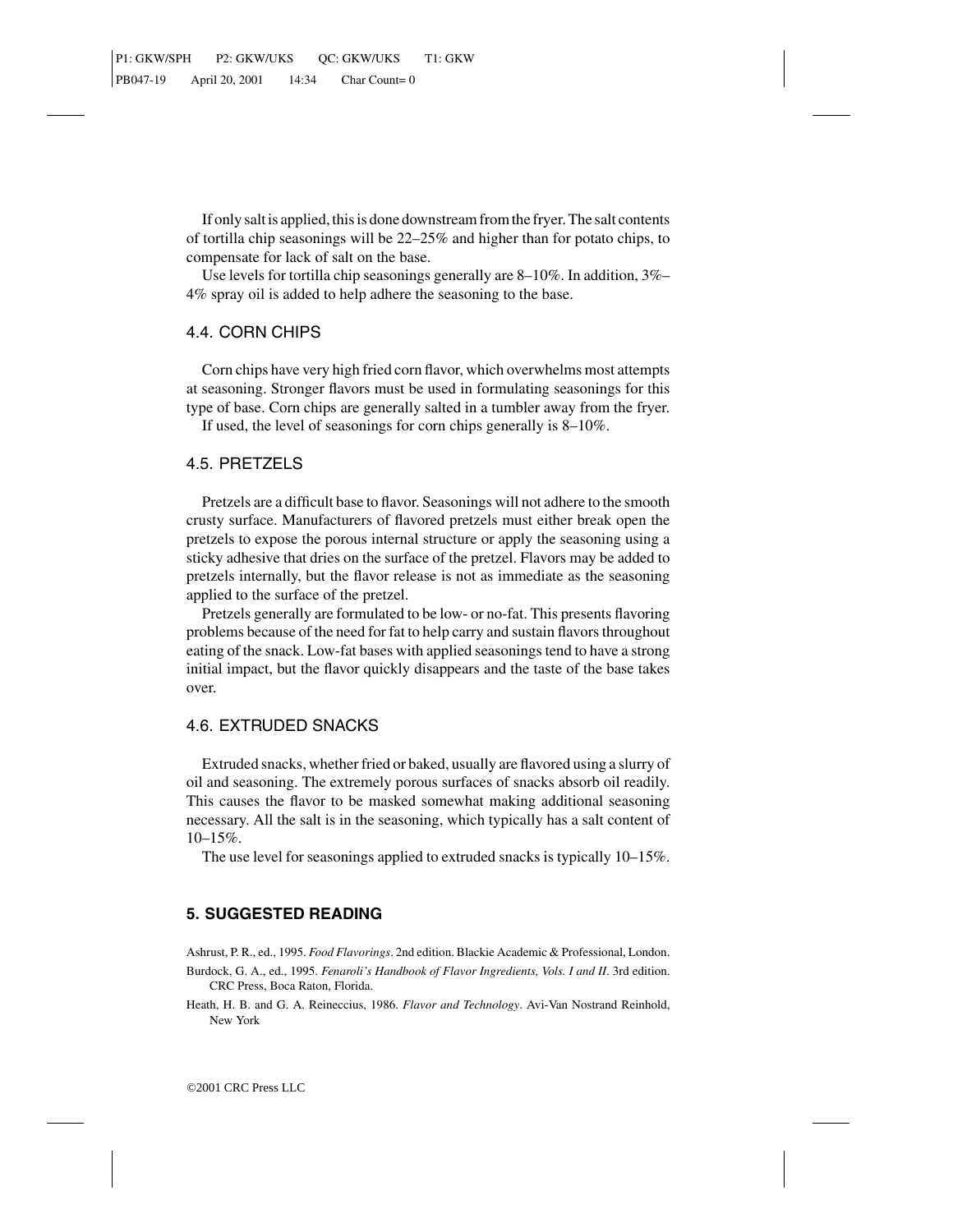If only salt is applied, this is done downstream from the fryer. The salt contents of tortilla chip seasonings will be 22–25% and higher than for potato chips, to compensate for lack of salt on the base.

Use levels for tortilla chip seasonings generally are 8–10%. In addition, 3%–4% spray oil is added to help adhere the seasoning to the base.

### 4.4. CORN CHIPS

Corn chips have very high fried corn flavor, which overwhelms most attempts at seasoning. Stronger flavors must be used in formulating seasonings for this type of base. Corn chips are generally salted in a tumbler away from the fryer.

If used, the level of seasonings for corn chips generally is 8–10%.

### 4.5. PRETZELS

Pretzels are a difficult base to flavor. Seasonings will not adhere to the smooth crusty surface. Manufacturers of flavored pretzels must either break open the pretzels to expose the porous internal structure or apply the seasoning using a sticky adhesive that dries on the surface of the pretzel. Flavors may be added to pretzels internally, but the flavor release is not as immediate as the seasoning applied to the surface of the pretzel.

Pretzels generally are formulated to be low- or no-fat. This presents flavoring problems because of the need for fat to help carry and sustain flavors throughout eating of the snack. Low-fat bases with applied seasonings tend to have a strong initial impact, but the flavor quickly disappears and the taste of the base takes over.

### 4.6. EXTRUDED SNACKS

Extruded snacks, whether fried or baked, usually are flavored using a slurry of oil and seasoning. The extremely porous surfaces of snacks absorb oil readily. This causes the flavor to be masked somewhat making additional seasoning necessary. All the salt is in the seasoning, which typically has a salt content of 10–15%.

The use level for seasonings applied to extruded snacks is typically 10–15%.

## 5. SUGGESTED READING

Ashrust, P. R., ed., 1995. *Food Flavorings*. 2nd edition. Blackie Academic & Professional, London.

Burdock, G. A., ed., 1995. *Fenaroli's Handbook of Flavor Ingredients, Vols. I and II*. 3rd edition. CRC Press, Boca Raton, Florida.

Heath, H. B. and G. A. Reineccius, 1986. *Flavor and Technology*. Avi-Van Nostrand Reinhold, New York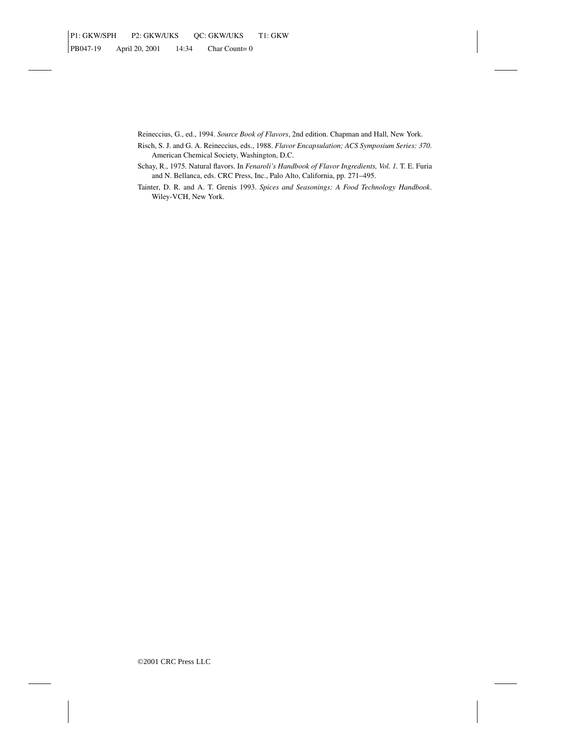Reineccius, G., ed., 1994. *Source Book of Flavors*, 2nd edition. Chapman and Hall, New York.

Risch, S. J. and G. A. Reineccius, eds., 1988. *Flavor Encapsulation; ACS Symposium Series: 370.* American Chemical Society, Washington, D.C.

Schay, R., 1975. Natural flavors. In *Fenaroli's Handbook of Flavor Ingredients, Vol. 1.* T. E. Furia and N. Bellanca, eds. CRC Press, Inc., Palo Alto, California, pp. 271–495.

Tainter, D. R. and A. T. Grenis 1993. *Spices and Seasonings: A Food Technology Handbook*. Wiley-VCH, New York.